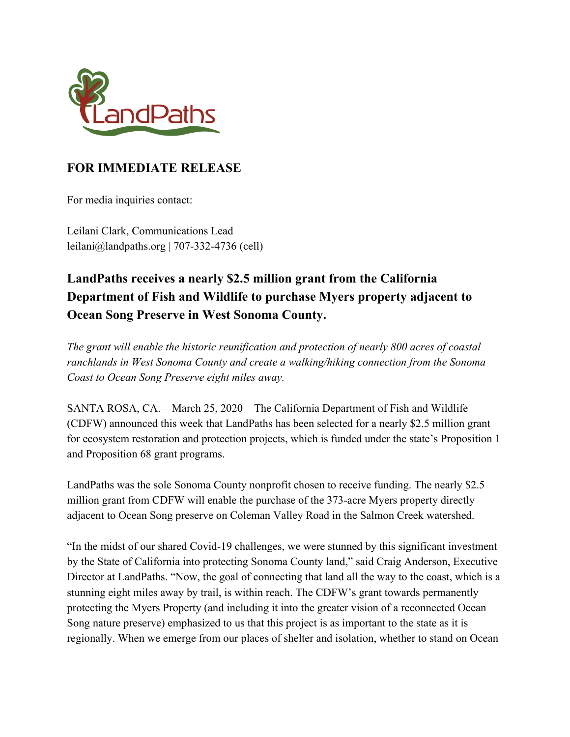LandPaths

**FOR IMMEDIATE RELEASE**

For media inquiries contact:

Leilani Clark, Communications Lead
leilani@landpaths.org | 707-332-4736 (cell)

## LandPaths receives a nearly $2.5 million grant from the California Department of Fish and Wildlife to purchase Myers property adjacent to Ocean Song Preserve in West Sonoma County.

*The grant will enable the historic reunification and protection of nearly 800 acres of coastal ranchlands in West Sonoma County and create a walking/hiking connection from the Sonoma Coast to Ocean Song Preserve eight miles away.*

SANTA ROSA, CA.—March 25, 2020—The California Department of Fish and Wildlife (CDFW) announced this week that LandPaths has been selected for a nearly $2.5 million grant for ecosystem restoration and protection projects, which is funded under the state's Proposition 1 and Proposition 68 grant programs.

LandPaths was the sole Sonoma County nonprofit chosen to receive funding. The nearly $2.5 million grant from CDFW will enable the purchase of the 373-acre Myers property directly adjacent to Ocean Song preserve on Coleman Valley Road in the Salmon Creek watershed.

"In the midst of our shared Covid-19 challenges, we were stunned by this significant investment by the State of California into protecting Sonoma County land," said Craig Anderson, Executive Director at LandPaths. "Now, the goal of connecting that land all the way to the coast, which is a stunning eight miles away by trail, is within reach. The CDFW's grant towards permanently protecting the Myers Property (and including it into the greater vision of a reconnected Ocean Song nature preserve) emphasized to us that this project is as important to the state as it is regionally. When we emerge from our places of shelter and isolation, whether to stand on Ocean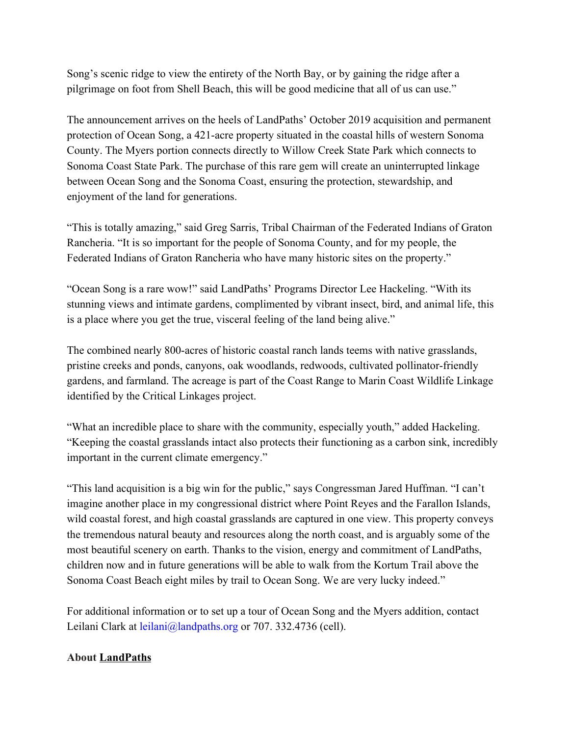Song's scenic ridge to view the entirety of the North Bay, or by gaining the ridge after a pilgrimage on foot from Shell Beach, this will be good medicine that all of us can use."

The announcement arrives on the heels of LandPaths' October 2019 acquisition and permanent protection of Ocean Song, a 421-acre property situated in the coastal hills of western Sonoma County. The Myers portion connects directly to Willow Creek State Park which connects to Sonoma Coast State Park. The purchase of this rare gem will create an uninterrupted linkage between Ocean Song and the Sonoma Coast, ensuring the protection, stewardship, and enjoyment of the land for generations.

"This is totally amazing," said Greg Sarris, Tribal Chairman of the Federated Indians of Graton Rancheria. "It is so important for the people of Sonoma County, and for my people, the Federated Indians of Graton Rancheria who have many historic sites on the property."

"Ocean Song is a rare wow!" said LandPaths' Programs Director Lee Hackeling. "With its stunning views and intimate gardens, complimented by vibrant insect, bird, and animal life, this is a place where you get the true, visceral feeling of the land being alive."

The combined nearly 800-acres of historic coastal ranch lands teems with native grasslands, pristine creeks and ponds, canyons, oak woodlands, redwoods, cultivated pollinator-friendly gardens, and farmland. The acreage is part of the Coast Range to Marin Coast Wildlife Linkage identified by the Critical Linkages project.

"What an incredible place to share with the community, especially youth," added Hackeling. "Keeping the coastal grasslands intact also protects their functioning as a carbon sink, incredibly important in the current climate emergency."

"This land acquisition is a big win for the public," says Congressman Jared Huffman. "I can't imagine another place in my congressional district where Point Reyes and the Farallon Islands, wild coastal forest, and high coastal grasslands are captured in one view. This property conveys the tremendous natural beauty and resources along the north coast, and is arguably some of the most beautiful scenery on earth. Thanks to the vision, energy and commitment of LandPaths, children now and in future generations will be able to walk from the Kortum Trail above the Sonoma Coast Beach eight miles by trail to Ocean Song. We are very lucky indeed."

For additional information or to set up a tour of Ocean Song and the Myers addition, contact Leilani Clark at leilani@landpaths.org or 707. 332.4736 (cell).

**About LandPaths**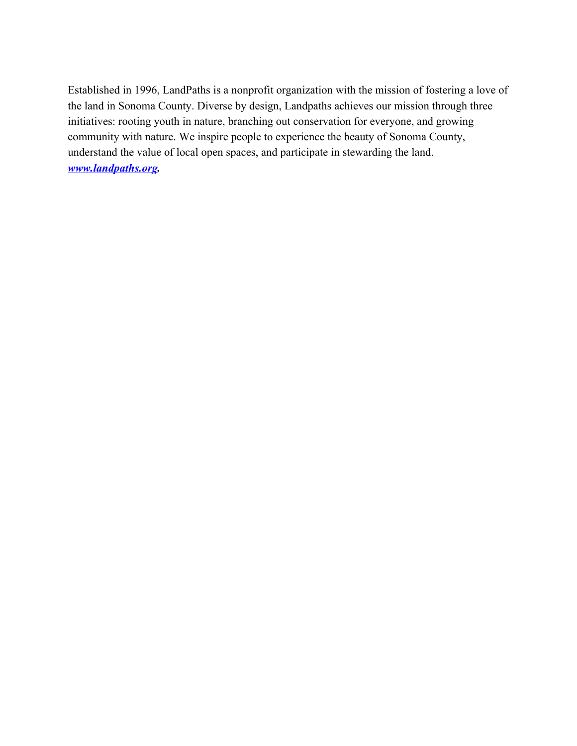Established in 1996, LandPaths is a nonprofit organization with the mission of fostering a love of the land in Sonoma County. Diverse by design, Landpaths achieves our mission through three initiatives: rooting youth in nature, branching out conservation for everyone, and growing community with nature. We inspire people to experience the beauty of Sonoma County, understand the value of local open spaces, and participate in stewarding the land. ***www.landpaths.org.***